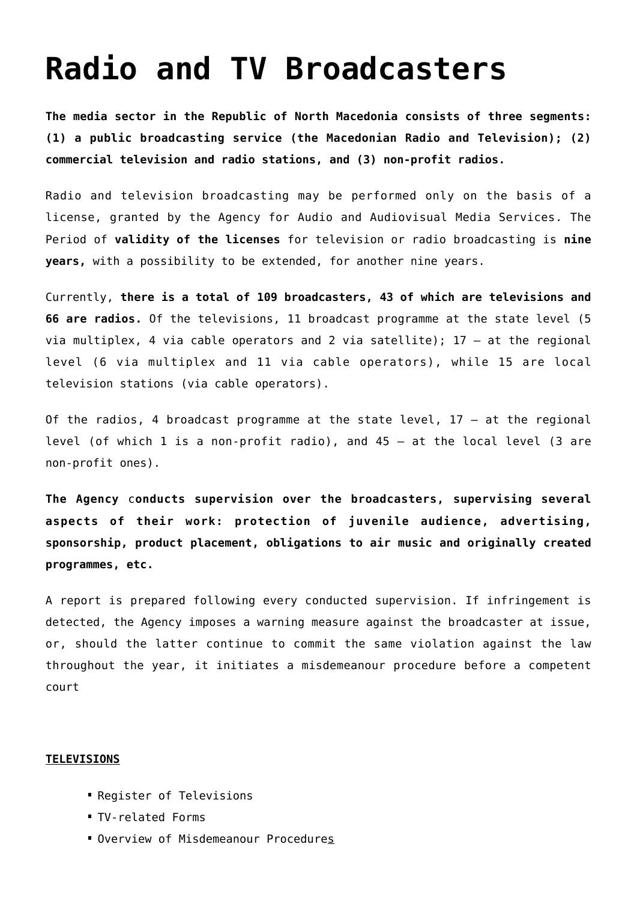# Radio and TV Broadcasters

**The media sector in the Republic of North Macedonia consists of three segments: (1) a public broadcasting service (the Macedonian Radio and Television); (2) commercial television and radio stations, and (3) non-profit radios.**

Radio and television broadcasting may be performed only on the basis of a license, granted by the Agency for Audio and Audiovisual Media Services. The Period of **validity of the licenses** for television or radio broadcasting is **nine years,** with a possibility to be extended, for another nine years.

Currently, **there is a total of 109 broadcasters, 43 of which are televisions and 66 are radios.** Of the televisions, 11 broadcast programme at the state level (5 via multiplex, 4 via cable operators and 2 via satellite); 17 – at the regional level (6 via multiplex and 11 via cable operators), while 15 are local television stations (via cable operators).

Of the radios, 4 broadcast programme at the state level, 17 – at the regional level (of which 1 is a non-profit radio), and 45 – at the local level (3 are non-profit ones).

**The Agency conducts supervision over the broadcasters, supervising several aspects of their work: protection of juvenile audience, advertising, sponsorship, product placement, obligations to air music and originally created programmes, etc.**

A report is prepared following every conducted supervision. If infringement is detected, the Agency imposes a warning measure against the broadcaster at issue, or, should the latter continue to commit the same violation against the law throughout the year, it initiates a misdemeanour procedure before a competent court

**TELEVISIONS**

- Register of Televisions
- TV-related Forms
- Overview of Misdemeanour Procedures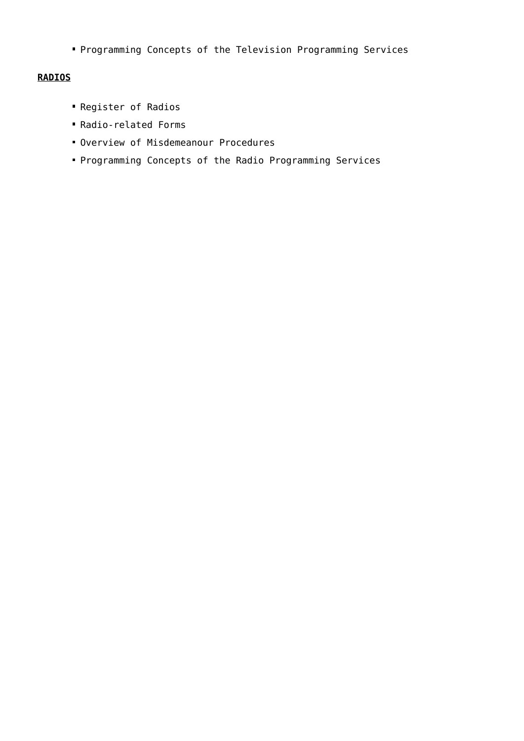- Programming Concepts of the Television Programming Services

**RADIOS**

- Register of Radios
- Radio-related Forms
- Overview of Misdemeanour Procedures
- Programming Concepts of the Radio Programming Services